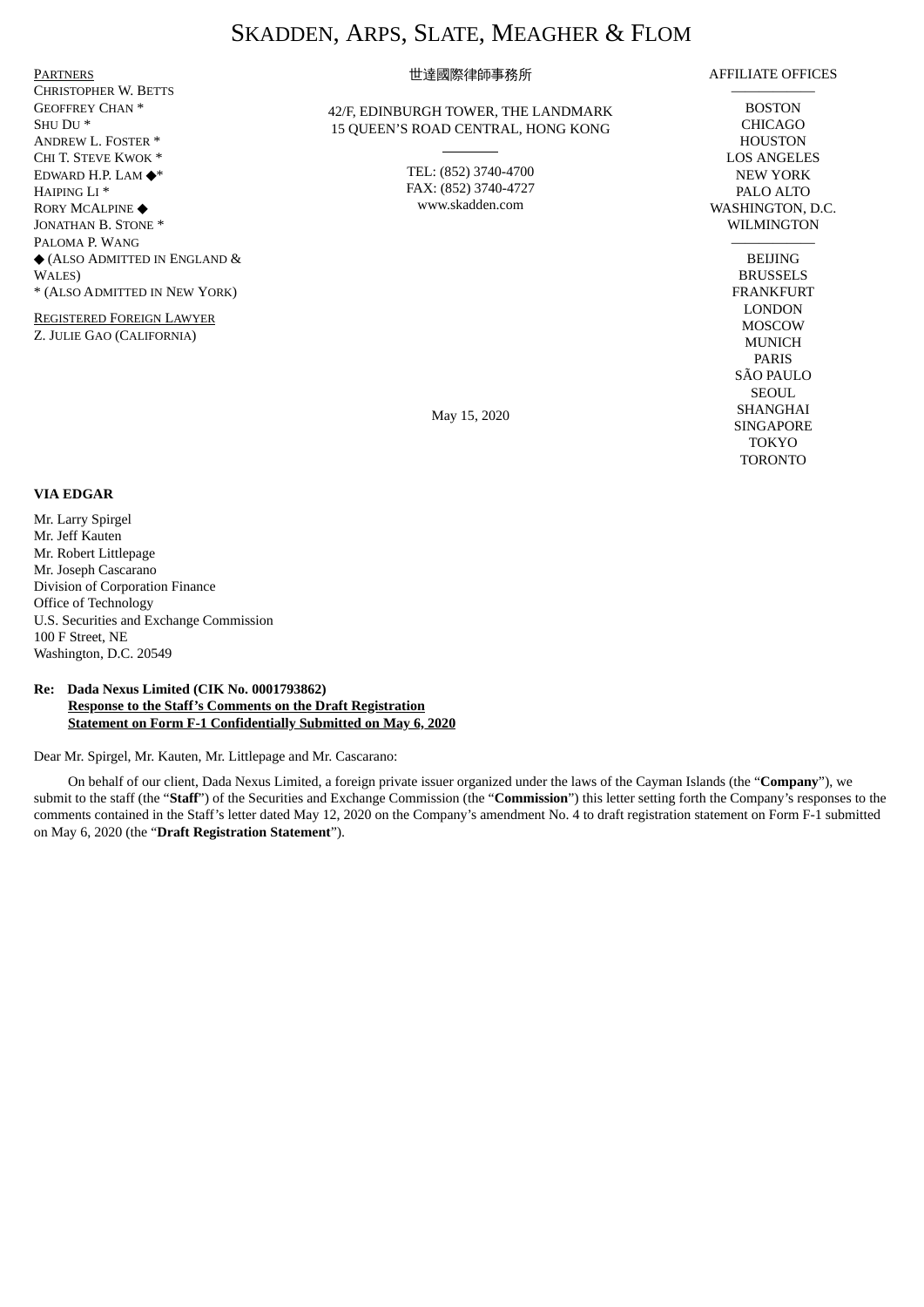# SKADDEN, ARPS, SLATE, MEAGHER & FLOM

世達國際律師事務所

42/F, EDINBURGH TOWER, THE LANDMARK
15 QUEEN'S ROAD CENTRAL, HONG KONG

TEL: (852) 3740-4700
FAX: (852) 3740-4727
www.skadden.com

PARTNERS
CHRISTOPHER W. BETTS
GEOFFREY CHAN *
SHU DU *
ANDREW L. FOSTER *
CHI T. STEVE KWOK *
EDWARD H.P. LAM ◆*
HAIPING LI *
RORY MCALPINE ◆
JONATHAN B. STONE *
PALOMA P. WANG
◆ (ALSO ADMITTED IN ENGLAND & WALES)
* (ALSO ADMITTED IN NEW YORK)

REGISTERED FOREIGN LAWYER
Z. JULIE GAO (CALIFORNIA)

AFFILIATE OFFICES

BOSTON
CHICAGO
HOUSTON
LOS ANGELES
NEW YORK
PALO ALTO
WASHINGTON, D.C.
WILMINGTON

BEIJING
BRUSSELS
FRANKFURT
LONDON
MOSCOW
MUNICH
PARIS
SÃO PAULO
SEOUL
SHANGHAI
SINGAPORE
TOKYO
TORONTO

May 15, 2020

**VIA EDGAR**

Mr. Larry Spirgel
Mr. Jeff Kauten
Mr. Robert Littlepage
Mr. Joseph Cascarano
Division of Corporation Finance
Office of Technology
U.S. Securities and Exchange Commission
100 F Street, NE
Washington, D.C. 20549

**Re: Dada Nexus Limited (CIK No. 0001793862)**
**Response to the Staff's Comments on the Draft Registration Statement on Form F-1 Confidentially Submitted on May 6, 2020**

Dear Mr. Spirgel, Mr. Kauten, Mr. Littlepage and Mr. Cascarano:

On behalf of our client, Dada Nexus Limited, a foreign private issuer organized under the laws of the Cayman Islands (the "**Company**"), we submit to the staff (the "**Staff**") of the Securities and Exchange Commission (the "**Commission**") this letter setting forth the Company's responses to the comments contained in the Staff's letter dated May 12, 2020 on the Company's amendment No. 4 to draft registration statement on Form F-1 submitted on May 6, 2020 (the "**Draft Registration Statement**").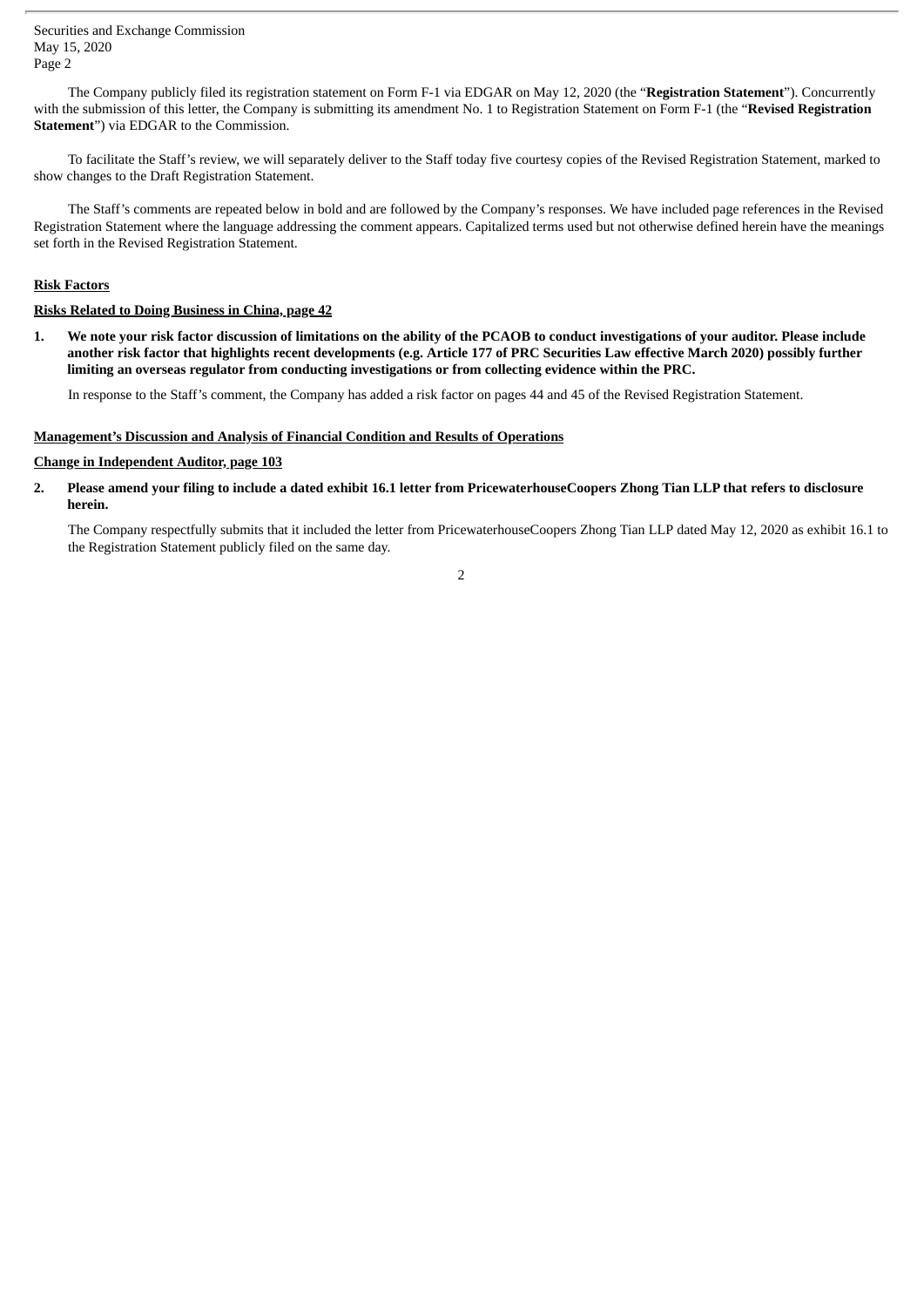The Company publicly filed its registration statement on Form F-1 via EDGAR on May 12, 2020 (the "**Registration Statement**"). Concurrently with the submission of this letter, the Company is submitting its amendment No. 1 to Registration Statement on Form F-1 (the "**Revised Registration Statement**") via EDGAR to the Commission.

To facilitate the Staff's review, we will separately deliver to the Staff today five courtesy copies of the Revised Registration Statement, marked to show changes to the Draft Registration Statement.

The Staff's comments are repeated below in bold and are followed by the Company's responses. We have included page references in the Revised Registration Statement where the language addressing the comment appears. Capitalized terms used but not otherwise defined herein have the meanings set forth in the Revised Registration Statement.

**Risk Factors**

**Risks Related to Doing Business in China, page 42**

1. **We note your risk factor discussion of limitations on the ability of the PCAOB to conduct investigations of your auditor. Please include another risk factor that highlights recent developments (e.g. Article 177 of PRC Securities Law effective March 2020) possibly further limiting an overseas regulator from conducting investigations or from collecting evidence within the PRC.**

   In response to the Staff's comment, the Company has added a risk factor on pages 44 and 45 of the Revised Registration Statement.

**Management's Discussion and Analysis of Financial Condition and Results of Operations**

**Change in Independent Auditor, page 103**

2. **Please amend your filing to include a dated exhibit 16.1 letter from PricewaterhouseCoopers Zhong Tian LLP that refers to disclosure herein.**

   The Company respectfully submits that it included the letter from PricewaterhouseCoopers Zhong Tian LLP dated May 12, 2020 as exhibit 16.1 to the Registration Statement publicly filed on the same day.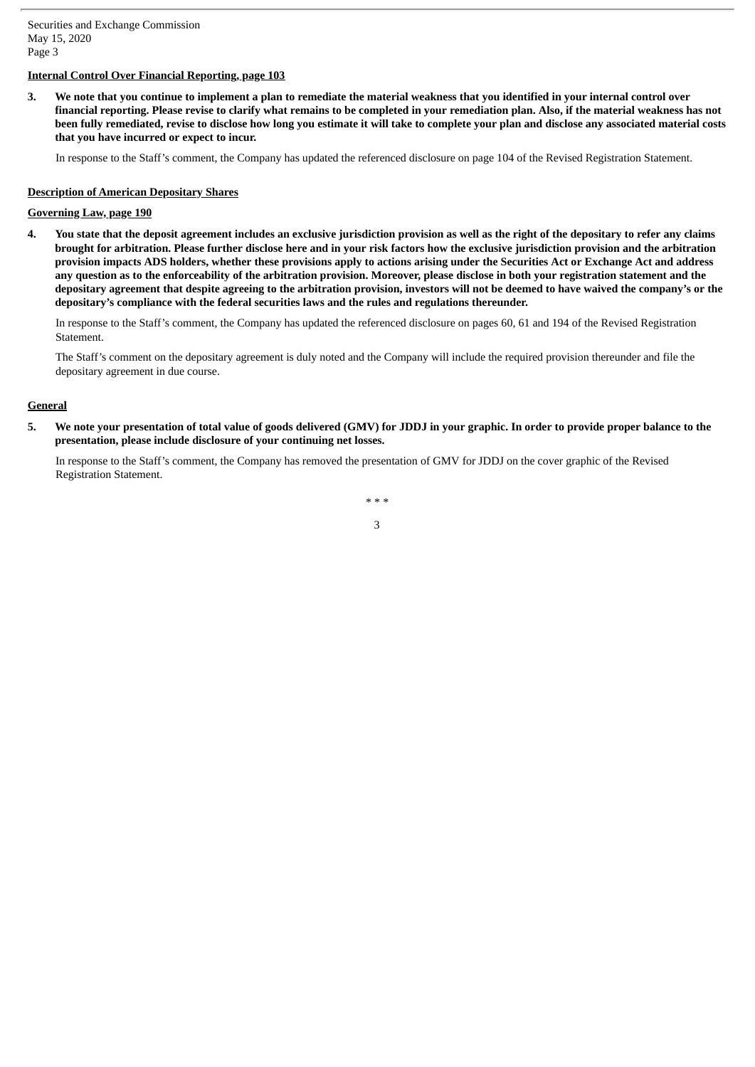**Internal Control Over Financial Reporting, page 103**

**3. We note that you continue to implement a plan to remediate the material weakness that you identified in your internal control over financial reporting. Please revise to clarify what remains to be completed in your remediation plan. Also, if the material weakness has not been fully remediated, revise to disclose how long you estimate it will take to complete your plan and disclose any associated material costs that you have incurred or expect to incur.**

In response to the Staff's comment, the Company has updated the referenced disclosure on page 104 of the Revised Registration Statement.

**Description of American Depositary Shares**

**Governing Law, page 190**

**4. You state that the deposit agreement includes an exclusive jurisdiction provision as well as the right of the depositary to refer any claims brought for arbitration. Please further disclose here and in your risk factors how the exclusive jurisdiction provision and the arbitration provision impacts ADS holders, whether these provisions apply to actions arising under the Securities Act or Exchange Act and address any question as to the enforceability of the arbitration provision. Moreover, please disclose in both your registration statement and the depositary agreement that despite agreeing to the arbitration provision, investors will not be deemed to have waived the company's or the depositary's compliance with the federal securities laws and the rules and regulations thereunder.**

In response to the Staff's comment, the Company has updated the referenced disclosure on pages 60, 61 and 194 of the Revised Registration Statement.

The Staff's comment on the depositary agreement is duly noted and the Company will include the required provision thereunder and file the depositary agreement in due course.

**General**

**5. We note your presentation of total value of goods delivered (GMV) for JDDJ in your graphic. In order to provide proper balance to the presentation, please include disclosure of your continuing net losses.**

In response to the Staff's comment, the Company has removed the presentation of GMV for JDDJ on the cover graphic of the Revised Registration Statement.

* * *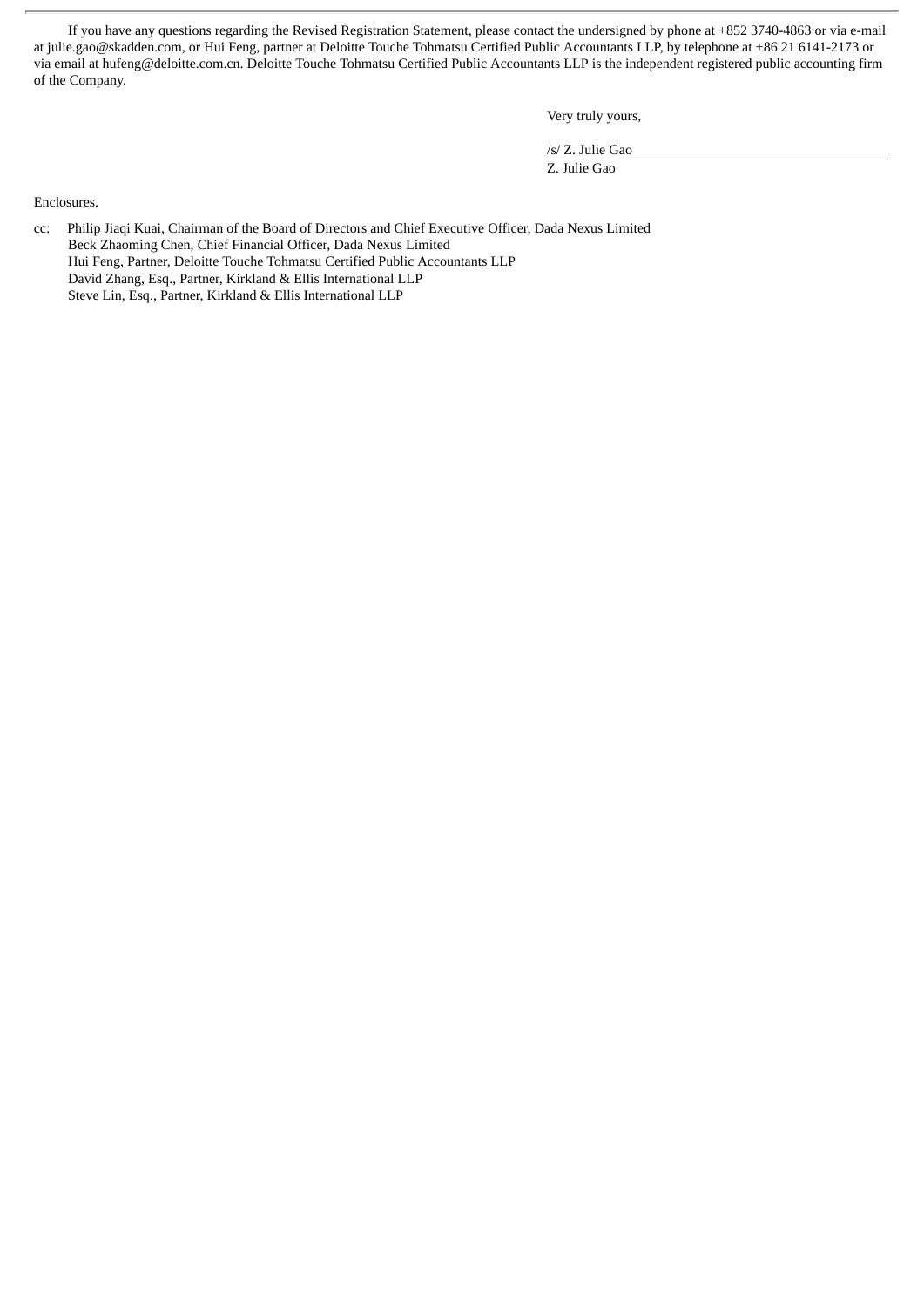If you have any questions regarding the Revised Registration Statement, please contact the undersigned by phone at +852 3740-4863 or via e-mail at julie.gao@skadden.com, or Hui Feng, partner at Deloitte Touche Tohmatsu Certified Public Accountants LLP, by telephone at +86 21 6141-2173 or via email at hufeng@deloitte.com.cn. Deloitte Touche Tohmatsu Certified Public Accountants LLP is the independent registered public accounting firm of the Company.

Very truly yours,

/s/ Z. Julie Gao

Z. Julie Gao

Enclosures.

cc: Philip Jiaqi Kuai, Chairman of the Board of Directors and Chief Executive Officer, Dada Nexus Limited
Beck Zhaoming Chen, Chief Financial Officer, Dada Nexus Limited
Hui Feng, Partner, Deloitte Touche Tohmatsu Certified Public Accountants LLP
David Zhang, Esq., Partner, Kirkland & Ellis International LLP
Steve Lin, Esq., Partner, Kirkland & Ellis International LLP